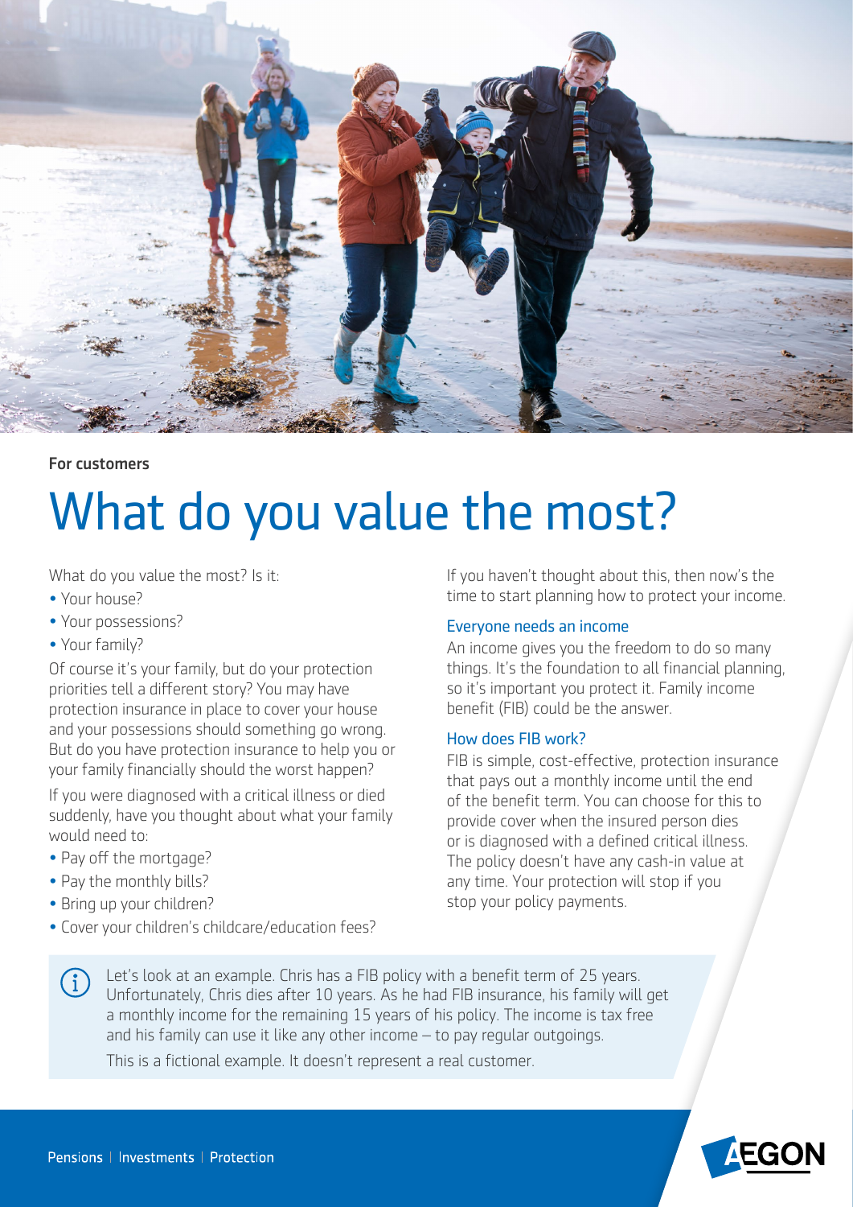For customers

# What do you value the most?

What do you value the most? Is it:

- Your house?
- Your possessions?
- Your family?

Of course it's your family, but do your protection priorities tell a different story? You may have protection insurance in place to cover your house and your possessions should something go wrong. But do you have protection insurance to help you or your family financially should the worst happen?

If you were diagnosed with a critical illness or died suddenly, have you thought about what your family would need to:

- Pay off the mortgage?
- Pay the monthly bills?
- Bring up your children?
- Cover your children's childcare/education fees?

If you haven't thought about this, then now's the time to start planning how to protect your income.

### Everyone needs an income

An income gives you the freedom to do so many things. It's the foundation to all financial planning, so it's important you protect it. Family income benefit (FIB) could be the answer.

### How does FIB work?

FIB is simple, cost-effective, protection insurance that pays out a monthly income until the end of the benefit term. You can choose for this to provide cover when the insured person dies or is diagnosed with a defined critical illness. The policy doesn't have any cash-in value at any time. Your protection will stop if you stop your policy payments.

Let's look at an example. Chris has a FIB policy with a benefit term of 25 years. Unfortunately, Chris dies after 10 years. As he had FIB insurance, his family will get a monthly income for the remaining 15 years of his policy. The income is tax free and his family can use it like any other income – to pay regular outgoings.

This is a fictional example. It doesn't represent a real customer.

Pensions | Investments | Protection

AEGON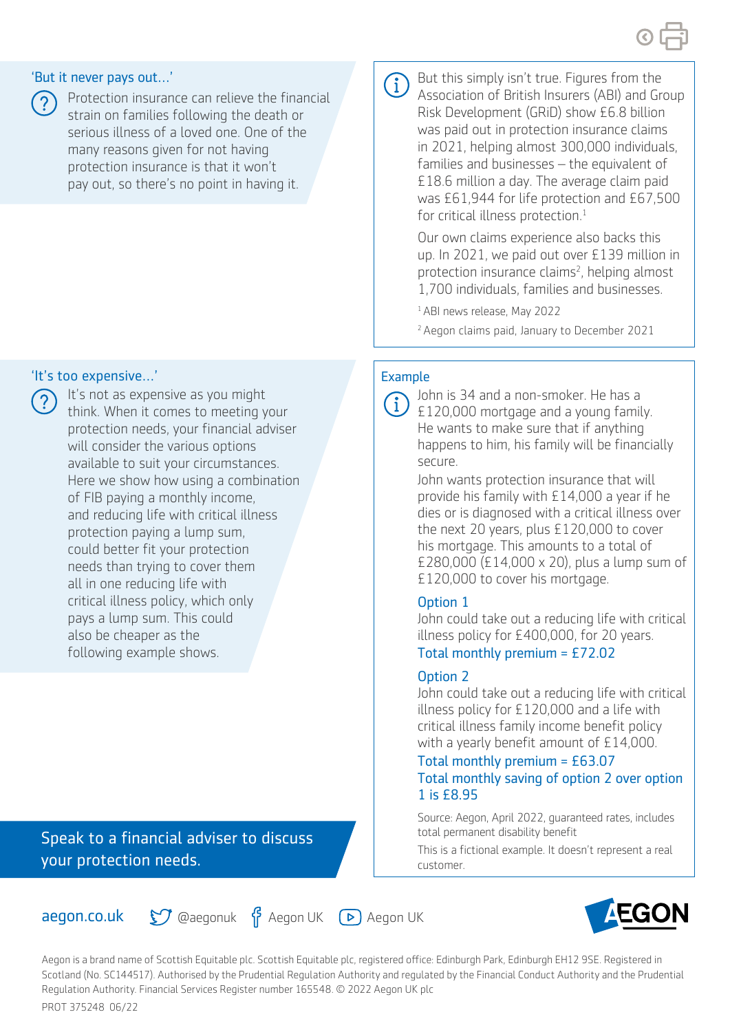## 'But it never pays out...'

Protection insurance can relieve the financial strain on families following the death or serious illness of a loved one. One of the many reasons given for not having protection insurance is that it won't pay out, so there's no point in having it.

But this simply isn't true. Figures from the Association of British Insurers (ABI) and Group Risk Development (GRiD) show £6.8 billion was paid out in protection insurance claims in 2021, helping almost 300,000 individuals, families and businesses – the equivalent of £18.6 million a day. The average claim paid was £61,944 for life protection and £67,500 for critical illness protection.[1]

Our own claims experience also backs this up. In 2021, we paid out over £139 million in protection insurance claims[2], helping almost 1,700 individuals, families and businesses.

[1] ABI news release, May 2022

[2] Aegon claims paid, January to December 2021

## 'It's too expensive...'

It's not as expensive as you might think. When it comes to meeting your protection needs, your financial adviser will consider the various options available to suit your circumstances. Here we show how using a combination of FIB paying a monthly income, and reducing life with critical illness protection paying a lump sum, could better fit your protection needs than trying to cover them all in one reducing life with critical illness policy, which only pays a lump sum. This could also be cheaper as the following example shows.

### Example

John is 34 and a non-smoker. He has a £120,000 mortgage and a young family. He wants to make sure that if anything happens to him, his family will be financially secure.

John wants protection insurance that will provide his family with £14,000 a year if he dies or is diagnosed with a critical illness over the next 20 years, plus £120,000 to cover his mortgage. This amounts to a total of £280,000 (£14,000 x 20), plus a lump sum of £120,000 to cover his mortgage.

**Option 1**

John could take out a reducing life with critical illness policy for £400,000, for 20 years.

**Total monthly premium = £72.02**

**Option 2**

John could take out a reducing life with critical illness policy for £120,000 and a life with critical illness family income benefit policy with a yearly benefit amount of £14,000.

**Total monthly premium = £63.07**

**Total monthly saving of option 2 over option 1 is £8.95**

Source: Aegon, April 2022, guaranteed rates, includes total permanent disability benefit

This is a fictional example. It doesn't represent a real customer.

**Speak to a financial adviser to discuss your protection needs.**

aegon.co.uk   @aegonuk   Aegon UK   Aegon UK

Aegon is a brand name of Scottish Equitable plc. Scottish Equitable plc, registered office: Edinburgh Park, Edinburgh EH12 9SE. Registered in Scotland (No. SC144517). Authorised by the Prudential Regulation Authority and regulated by the Financial Conduct Authority and the Prudential Regulation Authority. Financial Services Register number 165548. © 2022 Aegon UK plc

PROT 375248 06/22